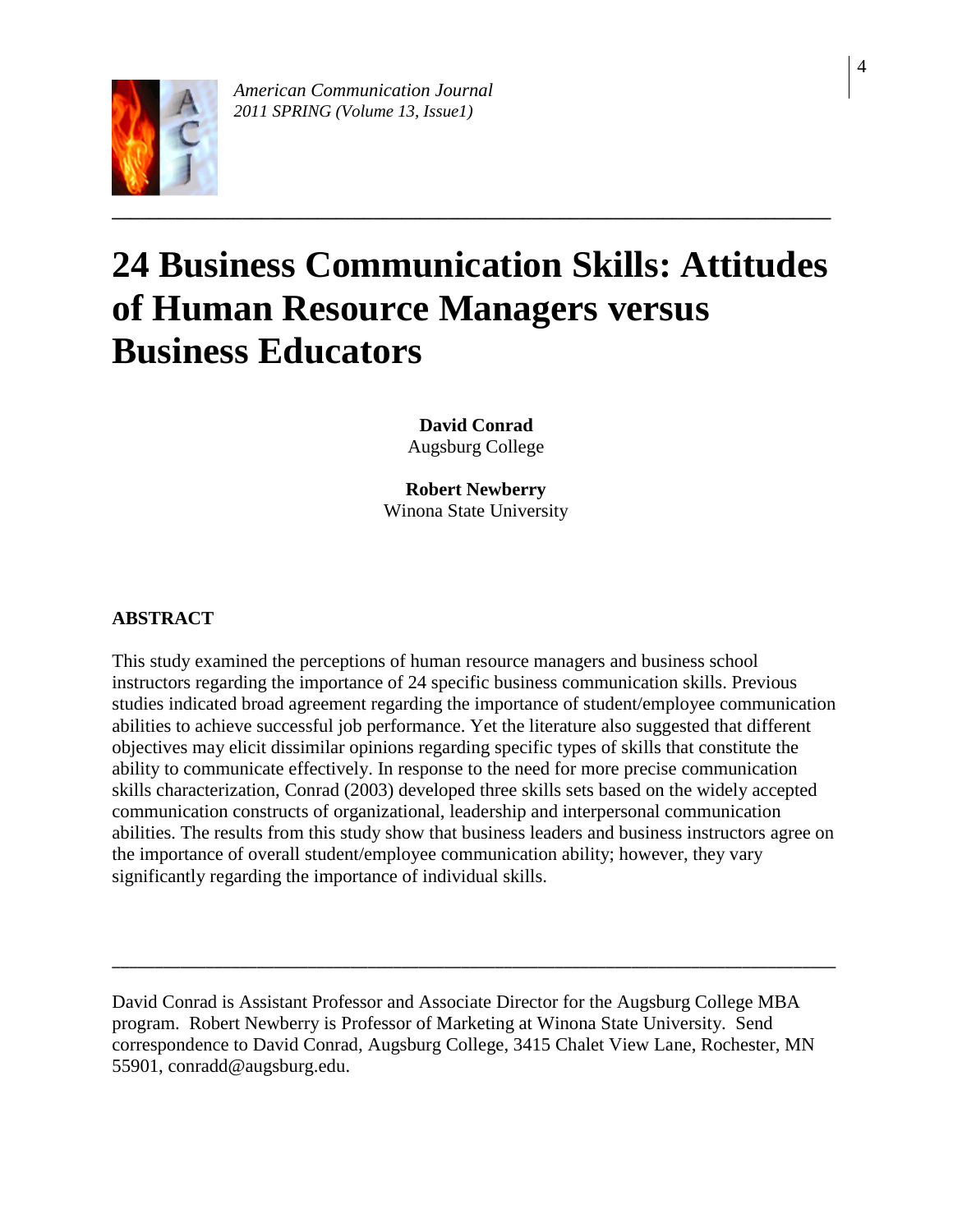# 24 Business Communication Skills: Attitudes of Human Resource Managers versus Business Educators

**David Conrad**
Augsburg College

**Robert Newberry**
Winona State University

## ABSTRACT

This study examined the perceptions of human resource managers and business school instructors regarding the importance of 24 specific business communication skills. Previous studies indicated broad agreement regarding the importance of student/employee communication abilities to achieve successful job performance. Yet the literature also suggested that different objectives may elicit dissimilar opinions regarding specific types of skills that constitute the ability to communicate effectively. In response to the need for more precise communication skills characterization, Conrad (2003) developed three skills sets based on the widely accepted communication constructs of organizational, leadership and interpersonal communication abilities. The results from this study show that business leaders and business instructors agree on the importance of overall student/employee communication ability; however, they vary significantly regarding the importance of individual skills.

---

David Conrad is Assistant Professor and Associate Director for the Augsburg College MBA program. Robert Newberry is Professor of Marketing at Winona State University. Send correspondence to David Conrad, Augsburg College, 3415 Chalet View Lane, Rochester, MN 55901, conradd@augsburg.edu.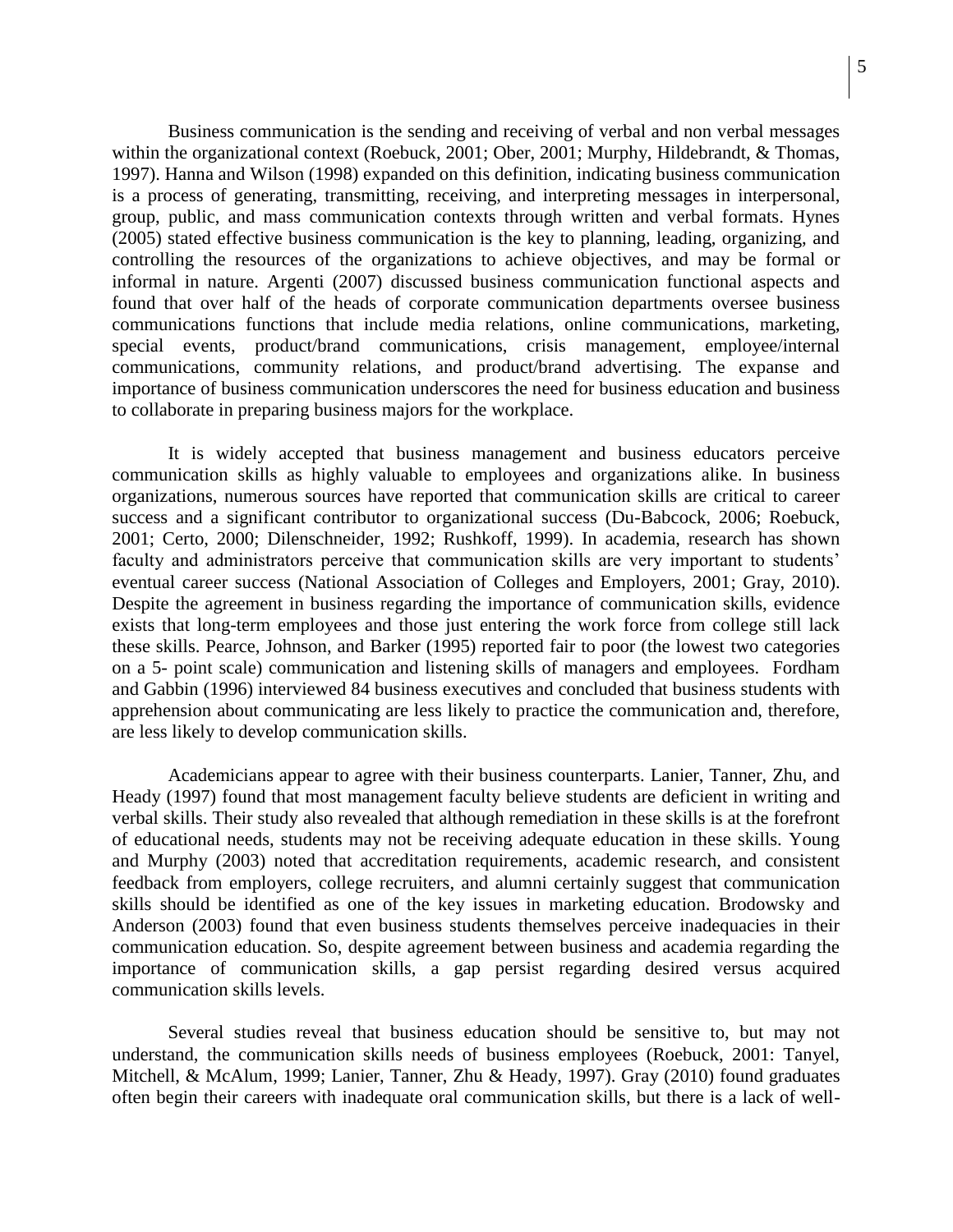Business communication is the sending and receiving of verbal and non verbal messages within the organizational context (Roebuck, 2001; Ober, 2001; Murphy, Hildebrandt, & Thomas, 1997). Hanna and Wilson (1998) expanded on this definition, indicating business communication is a process of generating, transmitting, receiving, and interpreting messages in interpersonal, group, public, and mass communication contexts through written and verbal formats. Hynes (2005) stated effective business communication is the key to planning, leading, organizing, and controlling the resources of the organizations to achieve objectives, and may be formal or informal in nature. Argenti (2007) discussed business communication functional aspects and found that over half of the heads of corporate communication departments oversee business communications functions that include media relations, online communications, marketing, special events, product/brand communications, crisis management, employee/internal communications, community relations, and product/brand advertising. The expanse and importance of business communication underscores the need for business education and business to collaborate in preparing business majors for the workplace.

It is widely accepted that business management and business educators perceive communication skills as highly valuable to employees and organizations alike. In business organizations, numerous sources have reported that communication skills are critical to career success and a significant contributor to organizational success (Du-Babcock, 2006; Roebuck, 2001; Certo, 2000; Dilenschneider, 1992; Rushkoff, 1999). In academia, research has shown faculty and administrators perceive that communication skills are very important to students' eventual career success (National Association of Colleges and Employers, 2001; Gray, 2010). Despite the agreement in business regarding the importance of communication skills, evidence exists that long-term employees and those just entering the work force from college still lack these skills. Pearce, Johnson, and Barker (1995) reported fair to poor (the lowest two categories on a 5- point scale) communication and listening skills of managers and employees. Fordham and Gabbin (1996) interviewed 84 business executives and concluded that business students with apprehension about communicating are less likely to practice the communication and, therefore, are less likely to develop communication skills.

Academicians appear to agree with their business counterparts. Lanier, Tanner, Zhu, and Heady (1997) found that most management faculty believe students are deficient in writing and verbal skills. Their study also revealed that although remediation in these skills is at the forefront of educational needs, students may not be receiving adequate education in these skills. Young and Murphy (2003) noted that accreditation requirements, academic research, and consistent feedback from employers, college recruiters, and alumni certainly suggest that communication skills should be identified as one of the key issues in marketing education. Brodowsky and Anderson (2003) found that even business students themselves perceive inadequacies in their communication education. So, despite agreement between business and academia regarding the importance of communication skills, a gap persist regarding desired versus acquired communication skills levels.

Several studies reveal that business education should be sensitive to, but may not understand, the communication skills needs of business employees (Roebuck, 2001: Tanyel, Mitchell, & McAlum, 1999; Lanier, Tanner, Zhu & Heady, 1997). Gray (2010) found graduates often begin their careers with inadequate oral communication skills, but there is a lack of well-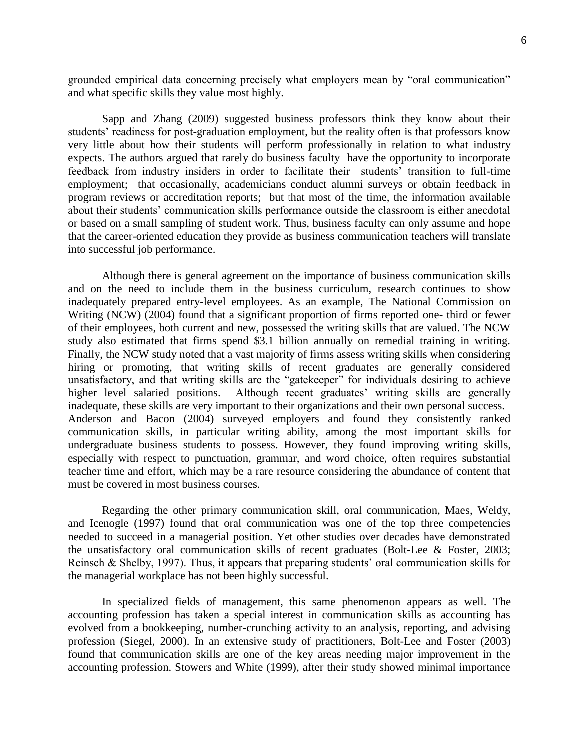grounded empirical data concerning precisely what employers mean by "oral communication" and what specific skills they value most highly.

Sapp and Zhang (2009) suggested business professors think they know about their students' readiness for post-graduation employment, but the reality often is that professors know very little about how their students will perform professionally in relation to what industry expects. The authors argued that rarely do business faculty have the opportunity to incorporate feedback from industry insiders in order to facilitate their students' transition to full-time employment; that occasionally, academicians conduct alumni surveys or obtain feedback in program reviews or accreditation reports; but that most of the time, the information available about their students' communication skills performance outside the classroom is either anecdotal or based on a small sampling of student work. Thus, business faculty can only assume and hope that the career-oriented education they provide as business communication teachers will translate into successful job performance.

Although there is general agreement on the importance of business communication skills and on the need to include them in the business curriculum, research continues to show inadequately prepared entry-level employees. As an example, The National Commission on Writing (NCW) (2004) found that a significant proportion of firms reported one- third or fewer of their employees, both current and new, possessed the writing skills that are valued. The NCW study also estimated that firms spend $3.1 billion annually on remedial training in writing. Finally, the NCW study noted that a vast majority of firms assess writing skills when considering hiring or promoting, that writing skills of recent graduates are generally considered unsatisfactory, and that writing skills are the "gatekeeper" for individuals desiring to achieve higher level salaried positions. Although recent graduates' writing skills are generally inadequate, these skills are very important to their organizations and their own personal success. Anderson and Bacon (2004) surveyed employers and found they consistently ranked communication skills, in particular writing ability, among the most important skills for undergraduate business students to possess. However, they found improving writing skills, especially with respect to punctuation, grammar, and word choice, often requires substantial teacher time and effort, which may be a rare resource considering the abundance of content that must be covered in most business courses.

Regarding the other primary communication skill, oral communication, Maes, Weldy, and Icenogle (1997) found that oral communication was one of the top three competencies needed to succeed in a managerial position. Yet other studies over decades have demonstrated the unsatisfactory oral communication skills of recent graduates (Bolt-Lee & Foster, 2003; Reinsch & Shelby, 1997). Thus, it appears that preparing students' oral communication skills for the managerial workplace has not been highly successful.

In specialized fields of management, this same phenomenon appears as well. The accounting profession has taken a special interest in communication skills as accounting has evolved from a bookkeeping, number-crunching activity to an analysis, reporting, and advising profession (Siegel, 2000). In an extensive study of practitioners, Bolt-Lee and Foster (2003) found that communication skills are one of the key areas needing major improvement in the accounting profession. Stowers and White (1999), after their study showed minimal importance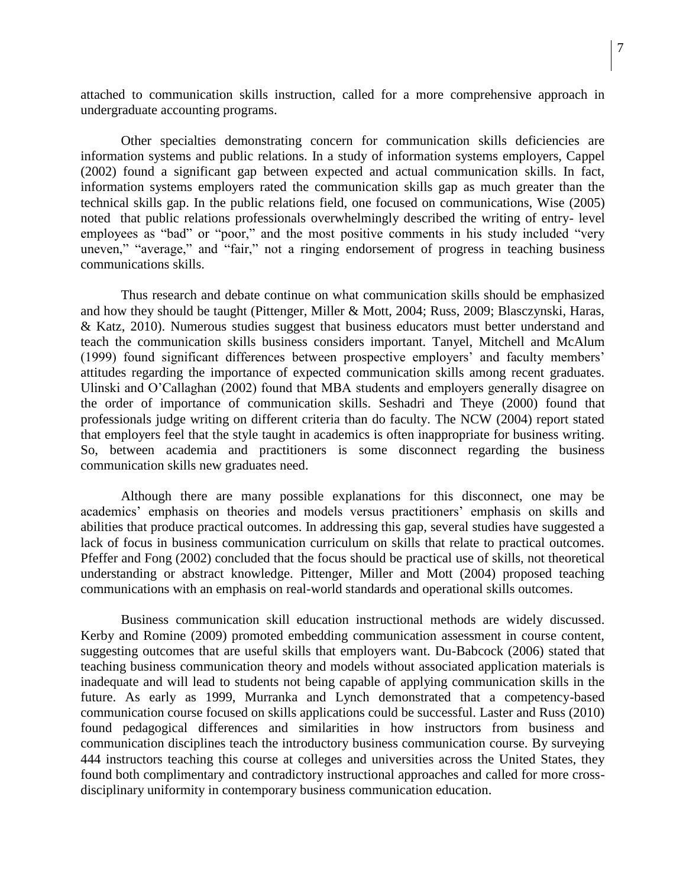attached to communication skills instruction, called for a more comprehensive approach in undergraduate accounting programs.

Other specialties demonstrating concern for communication skills deficiencies are information systems and public relations. In a study of information systems employers, Cappel (2002) found a significant gap between expected and actual communication skills. In fact, information systems employers rated the communication skills gap as much greater than the technical skills gap. In the public relations field, one focused on communications, Wise (2005) noted that public relations professionals overwhelmingly described the writing of entry- level employees as "bad" or "poor," and the most positive comments in his study included "very uneven," "average," and "fair," not a ringing endorsement of progress in teaching business communications skills.

Thus research and debate continue on what communication skills should be emphasized and how they should be taught (Pittenger, Miller & Mott, 2004; Russ, 2009; Blasczynski, Haras, & Katz, 2010). Numerous studies suggest that business educators must better understand and teach the communication skills business considers important. Tanyel, Mitchell and McAlum (1999) found significant differences between prospective employers' and faculty members' attitudes regarding the importance of expected communication skills among recent graduates. Ulinski and O'Callaghan (2002) found that MBA students and employers generally disagree on the order of importance of communication skills. Seshadri and Theye (2000) found that professionals judge writing on different criteria than do faculty. The NCW (2004) report stated that employers feel that the style taught in academics is often inappropriate for business writing. So, between academia and practitioners is some disconnect regarding the business communication skills new graduates need.

Although there are many possible explanations for this disconnect, one may be academics' emphasis on theories and models versus practitioners' emphasis on skills and abilities that produce practical outcomes. In addressing this gap, several studies have suggested a lack of focus in business communication curriculum on skills that relate to practical outcomes. Pfeffer and Fong (2002) concluded that the focus should be practical use of skills, not theoretical understanding or abstract knowledge. Pittenger, Miller and Mott (2004) proposed teaching communications with an emphasis on real-world standards and operational skills outcomes.

Business communication skill education instructional methods are widely discussed. Kerby and Romine (2009) promoted embedding communication assessment in course content, suggesting outcomes that are useful skills that employers want. Du-Babcock (2006) stated that teaching business communication theory and models without associated application materials is inadequate and will lead to students not being capable of applying communication skills in the future. As early as 1999, Murranka and Lynch demonstrated that a competency-based communication course focused on skills applications could be successful. Laster and Russ (2010) found pedagogical differences and similarities in how instructors from business and communication disciplines teach the introductory business communication course. By surveying 444 instructors teaching this course at colleges and universities across the United States, they found both complimentary and contradictory instructional approaches and called for more cross-disciplinary uniformity in contemporary business communication education.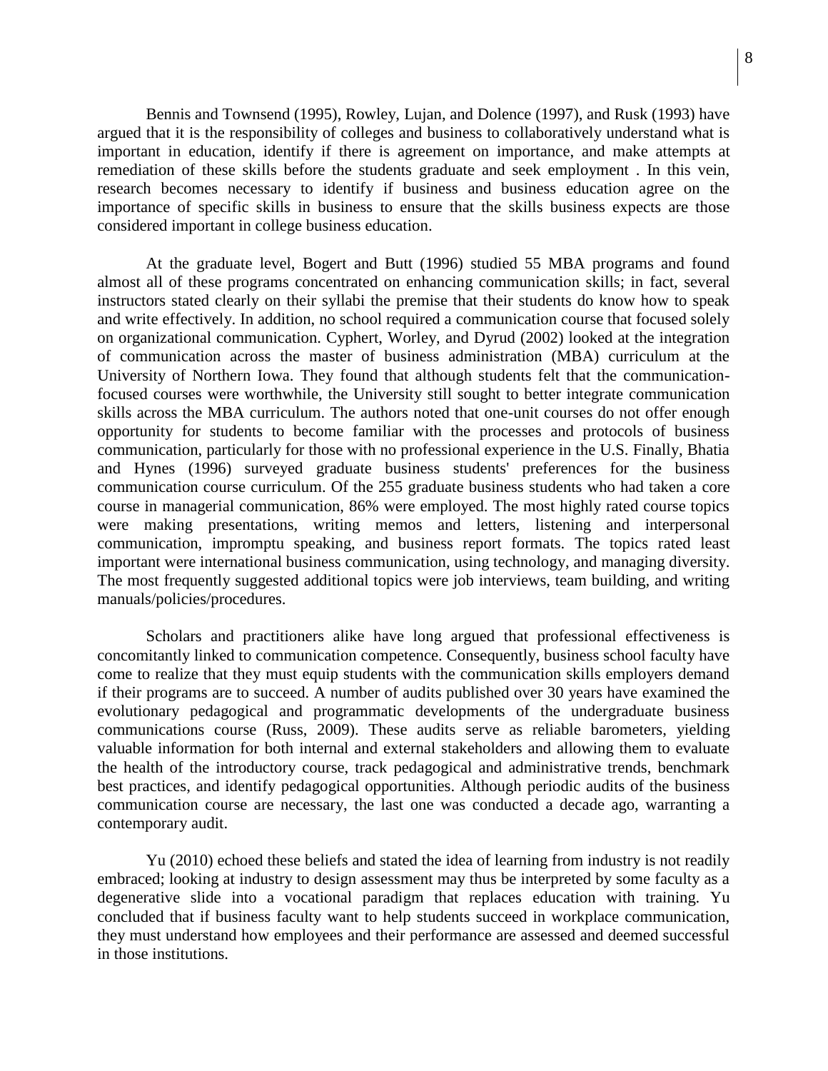Bennis and Townsend (1995), Rowley, Lujan, and Dolence (1997), and Rusk (1993) have argued that it is the responsibility of colleges and business to collaboratively understand what is important in education, identify if there is agreement on importance, and make attempts at remediation of these skills before the students graduate and seek employment . In this vein, research becomes necessary to identify if business and business education agree on the importance of specific skills in business to ensure that the skills business expects are those considered important in college business education.

At the graduate level, Bogert and Butt (1996) studied 55 MBA programs and found almost all of these programs concentrated on enhancing communication skills; in fact, several instructors stated clearly on their syllabi the premise that their students do know how to speak and write effectively. In addition, no school required a communication course that focused solely on organizational communication. Cyphert, Worley, and Dyrud (2002) looked at the integration of communication across the master of business administration (MBA) curriculum at the University of Northern Iowa. They found that although students felt that the communication-focused courses were worthwhile, the University still sought to better integrate communication skills across the MBA curriculum. The authors noted that one-unit courses do not offer enough opportunity for students to become familiar with the processes and protocols of business communication, particularly for those with no professional experience in the U.S. Finally, Bhatia and Hynes (1996) surveyed graduate business students' preferences for the business communication course curriculum. Of the 255 graduate business students who had taken a core course in managerial communication, 86% were employed. The most highly rated course topics were making presentations, writing memos and letters, listening and interpersonal communication, impromptu speaking, and business report formats. The topics rated least important were international business communication, using technology, and managing diversity. The most frequently suggested additional topics were job interviews, team building, and writing manuals/policies/procedures.

Scholars and practitioners alike have long argued that professional effectiveness is concomitantly linked to communication competence. Consequently, business school faculty have come to realize that they must equip students with the communication skills employers demand if their programs are to succeed. A number of audits published over 30 years have examined the evolutionary pedagogical and programmatic developments of the undergraduate business communications course (Russ, 2009). These audits serve as reliable barometers, yielding valuable information for both internal and external stakeholders and allowing them to evaluate the health of the introductory course, track pedagogical and administrative trends, benchmark best practices, and identify pedagogical opportunities. Although periodic audits of the business communication course are necessary, the last one was conducted a decade ago, warranting a contemporary audit.

Yu (2010) echoed these beliefs and stated the idea of learning from industry is not readily embraced; looking at industry to design assessment may thus be interpreted by some faculty as a degenerative slide into a vocational paradigm that replaces education with training. Yu concluded that if business faculty want to help students succeed in workplace communication, they must understand how employees and their performance are assessed and deemed successful in those institutions.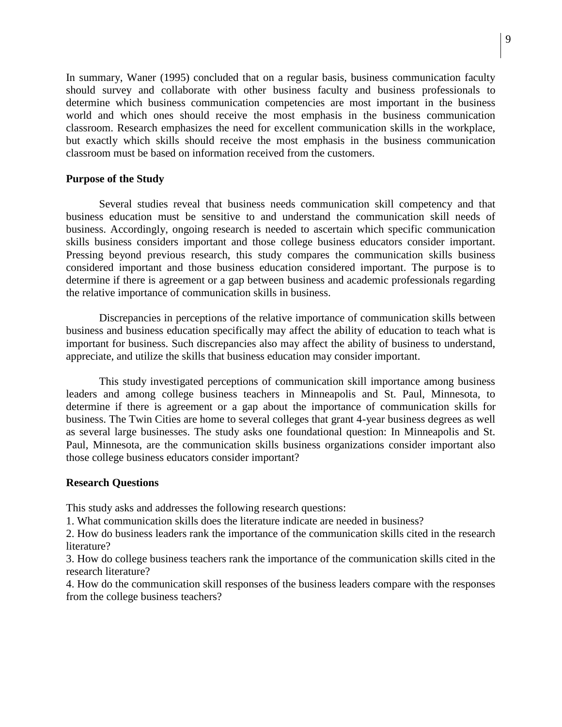In summary, Waner (1995) concluded that on a regular basis, business communication faculty should survey and collaborate with other business faculty and business professionals to determine which business communication competencies are most important in the business world and which ones should receive the most emphasis in the business communication classroom. Research emphasizes the need for excellent communication skills in the workplace, but exactly which skills should receive the most emphasis in the business communication classroom must be based on information received from the customers.

**Purpose of the Study**

Several studies reveal that business needs communication skill competency and that business education must be sensitive to and understand the communication skill needs of business. Accordingly, ongoing research is needed to ascertain which specific communication skills business considers important and those college business educators consider important. Pressing beyond previous research, this study compares the communication skills business considered important and those business education considered important. The purpose is to determine if there is agreement or a gap between business and academic professionals regarding the relative importance of communication skills in business.

Discrepancies in perceptions of the relative importance of communication skills between business and business education specifically may affect the ability of education to teach what is important for business. Such discrepancies also may affect the ability of business to understand, appreciate, and utilize the skills that business education may consider important.

This study investigated perceptions of communication skill importance among business leaders and among college business teachers in Minneapolis and St. Paul, Minnesota, to determine if there is agreement or a gap about the importance of communication skills for business. The Twin Cities are home to several colleges that grant 4-year business degrees as well as several large businesses. The study asks one foundational question: In Minneapolis and St. Paul, Minnesota, are the communication skills business organizations consider important also those college business educators consider important?

**Research Questions**

This study asks and addresses the following research questions:

1. What communication skills does the literature indicate are needed in business?
2. How do business leaders rank the importance of the communication skills cited in the research literature?
3. How do college business teachers rank the importance of the communication skills cited in the research literature?
4. How do the communication skill responses of the business leaders compare with the responses from the college business teachers?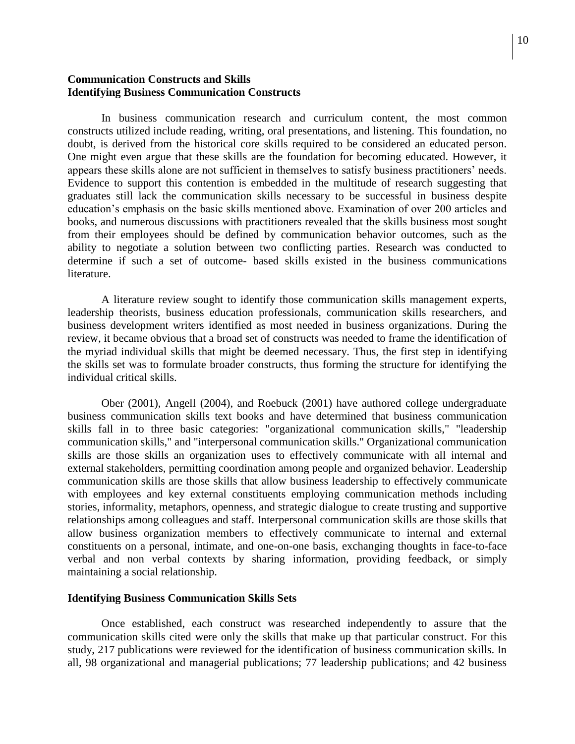## Communication Constructs and Skills

### Identifying Business Communication Constructs

In business communication research and curriculum content, the most common constructs utilized include reading, writing, oral presentations, and listening. This foundation, no doubt, is derived from the historical core skills required to be considered an educated person. One might even argue that these skills are the foundation for becoming educated. However, it appears these skills alone are not sufficient in themselves to satisfy business practitioners' needs. Evidence to support this contention is embedded in the multitude of research suggesting that graduates still lack the communication skills necessary to be successful in business despite education's emphasis on the basic skills mentioned above. Examination of over 200 articles and books, and numerous discussions with practitioners revealed that the skills business most sought from their employees should be defined by communication behavior outcomes, such as the ability to negotiate a solution between two conflicting parties. Research was conducted to determine if such a set of outcome- based skills existed in the business communications literature.

A literature review sought to identify those communication skills management experts, leadership theorists, business education professionals, communication skills researchers, and business development writers identified as most needed in business organizations. During the review, it became obvious that a broad set of constructs was needed to frame the identification of the myriad individual skills that might be deemed necessary. Thus, the first step in identifying the skills set was to formulate broader constructs, thus forming the structure for identifying the individual critical skills.

Ober (2001), Angell (2004), and Roebuck (2001) have authored college undergraduate business communication skills text books and have determined that business communication skills fall in to three basic categories: "organizational communication skills," "leadership communication skills," and "interpersonal communication skills." Organizational communication skills are those skills an organization uses to effectively communicate with all internal and external stakeholders, permitting coordination among people and organized behavior. Leadership communication skills are those skills that allow business leadership to effectively communicate with employees and key external constituents employing communication methods including stories, informality, metaphors, openness, and strategic dialogue to create trusting and supportive relationships among colleagues and staff. Interpersonal communication skills are those skills that allow business organization members to effectively communicate to internal and external constituents on a personal, intimate, and one-on-one basis, exchanging thoughts in face-to-face verbal and non verbal contexts by sharing information, providing feedback, or simply maintaining a social relationship.

### Identifying Business Communication Skills Sets

Once established, each construct was researched independently to assure that the communication skills cited were only the skills that make up that particular construct. For this study, 217 publications were reviewed for the identification of business communication skills. In all, 98 organizational and managerial publications; 77 leadership publications; and 42 business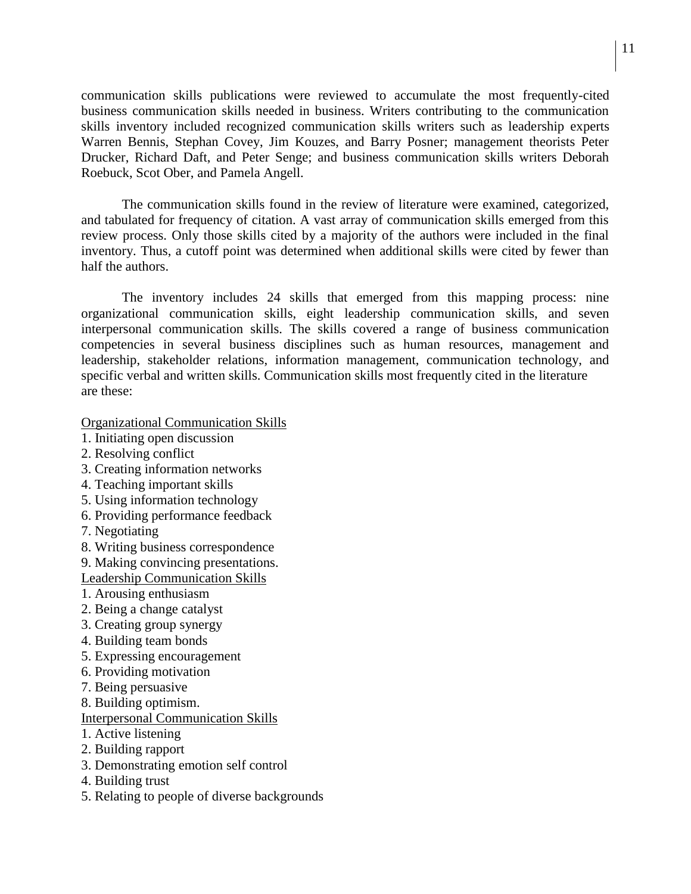communication skills publications were reviewed to accumulate the most frequently-cited business communication skills needed in business. Writers contributing to the communication skills inventory included recognized communication skills writers such as leadership experts Warren Bennis, Stephan Covey, Jim Kouzes, and Barry Posner; management theorists Peter Drucker, Richard Daft, and Peter Senge; and business communication skills writers Deborah Roebuck, Scot Ober, and Pamela Angell.

The communication skills found in the review of literature were examined, categorized, and tabulated for frequency of citation. A vast array of communication skills emerged from this review process. Only those skills cited by a majority of the authors were included in the final inventory. Thus, a cutoff point was determined when additional skills were cited by fewer than half the authors.

The inventory includes 24 skills that emerged from this mapping process: nine organizational communication skills, eight leadership communication skills, and seven interpersonal communication skills. The skills covered a range of business communication competencies in several business disciplines such as human resources, management and leadership, stakeholder relations, information management, communication technology, and specific verbal and written skills. Communication skills most frequently cited in the literature are these:

<u>Organizational Communication Skills</u>

1. Initiating open discussion
2. Resolving conflict
3. Creating information networks
4. Teaching important skills
5. Using information technology
6. Providing performance feedback
7. Negotiating
8. Writing business correspondence
9. Making convincing presentations.

<u>Leadership Communication Skills</u>

1. Arousing enthusiasm
2. Being a change catalyst
3. Creating group synergy
4. Building team bonds
5. Expressing encouragement
6. Providing motivation
7. Being persuasive
8. Building optimism.

<u>Interpersonal Communication Skills</u>

1. Active listening
2. Building rapport
3. Demonstrating emotion self control
4. Building trust
5. Relating to people of diverse backgrounds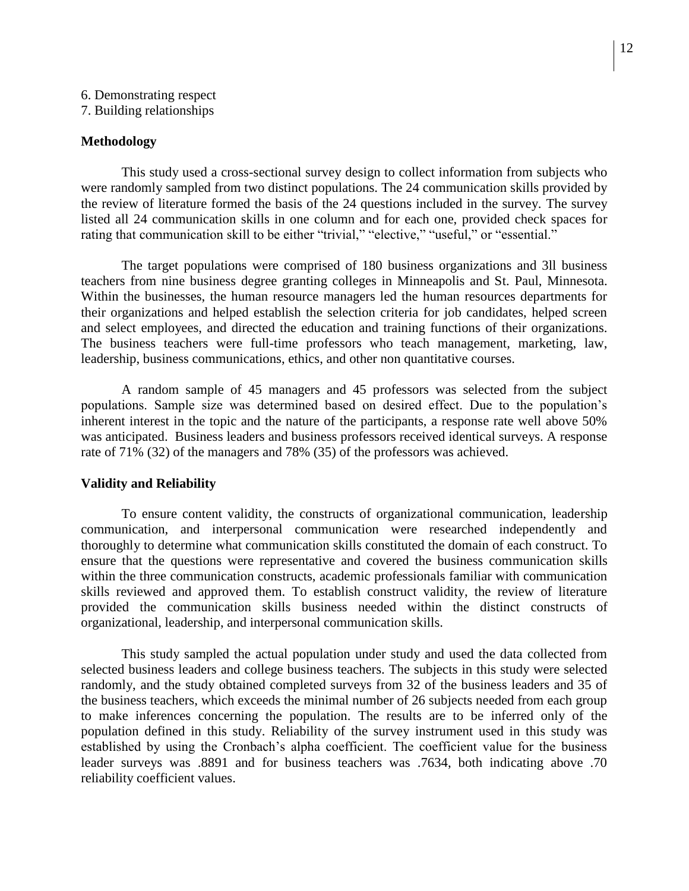6. Demonstrating respect
7. Building relationships

**Methodology**

This study used a cross-sectional survey design to collect information from subjects who were randomly sampled from two distinct populations. The 24 communication skills provided by the review of literature formed the basis of the 24 questions included in the survey. The survey listed all 24 communication skills in one column and for each one, provided check spaces for rating that communication skill to be either "trivial," "elective," "useful," or "essential."

The target populations were comprised of 180 business organizations and 3ll business teachers from nine business degree granting colleges in Minneapolis and St. Paul, Minnesota. Within the businesses, the human resource managers led the human resources departments for their organizations and helped establish the selection criteria for job candidates, helped screen and select employees, and directed the education and training functions of their organizations. The business teachers were full-time professors who teach management, marketing, law, leadership, business communications, ethics, and other non quantitative courses.

A random sample of 45 managers and 45 professors was selected from the subject populations. Sample size was determined based on desired effect. Due to the population's inherent interest in the topic and the nature of the participants, a response rate well above 50% was anticipated. Business leaders and business professors received identical surveys. A response rate of 71% (32) of the managers and 78% (35) of the professors was achieved.

**Validity and Reliability**

To ensure content validity, the constructs of organizational communication, leadership communication, and interpersonal communication were researched independently and thoroughly to determine what communication skills constituted the domain of each construct. To ensure that the questions were representative and covered the business communication skills within the three communication constructs, academic professionals familiar with communication skills reviewed and approved them. To establish construct validity, the review of literature provided the communication skills business needed within the distinct constructs of organizational, leadership, and interpersonal communication skills.

This study sampled the actual population under study and used the data collected from selected business leaders and college business teachers. The subjects in this study were selected randomly, and the study obtained completed surveys from 32 of the business leaders and 35 of the business teachers, which exceeds the minimal number of 26 subjects needed from each group to make inferences concerning the population. The results are to be inferred only of the population defined in this study. Reliability of the survey instrument used in this study was established by using the Cronbach's alpha coefficient. The coefficient value for the business leader surveys was .8891 and for business teachers was .7634, both indicating above .70 reliability coefficient values.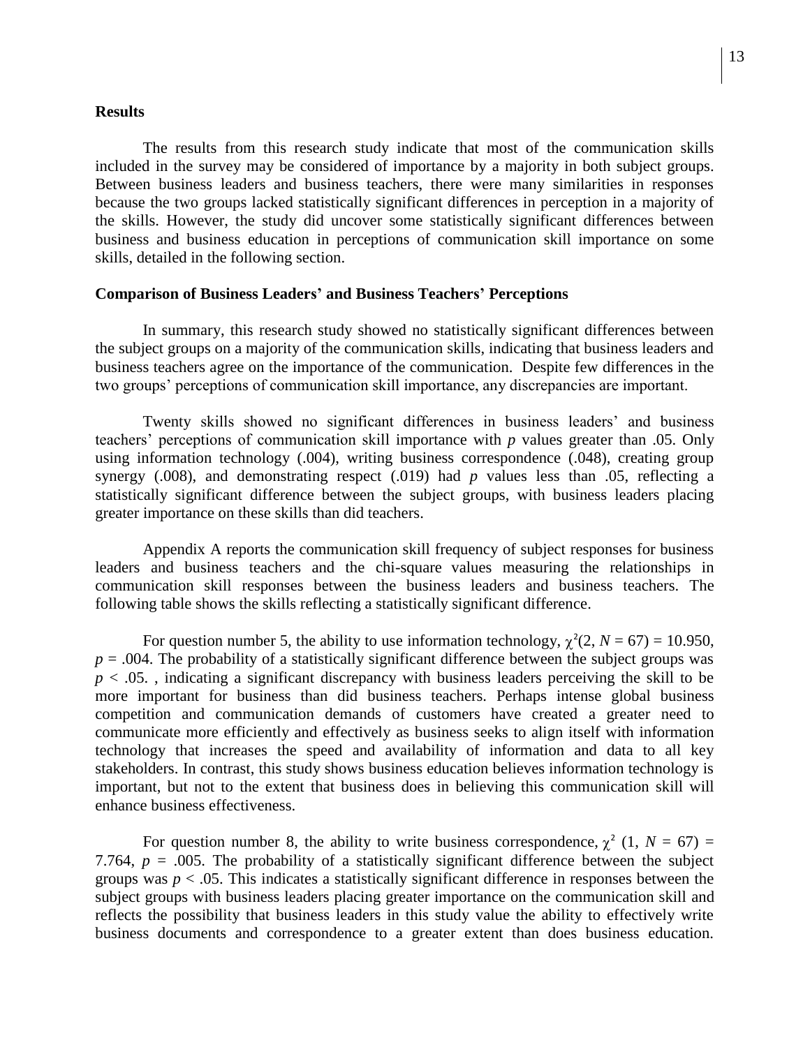## Results

The results from this research study indicate that most of the communication skills included in the survey may be considered of importance by a majority in both subject groups. Between business leaders and business teachers, there were many similarities in responses because the two groups lacked statistically significant differences in perception in a majority of the skills. However, the study did uncover some statistically significant differences between business and business education in perceptions of communication skill importance on some skills, detailed in the following section.

### Comparison of Business Leaders' and Business Teachers' Perceptions

In summary, this research study showed no statistically significant differences between the subject groups on a majority of the communication skills, indicating that business leaders and business teachers agree on the importance of the communication. Despite few differences in the two groups' perceptions of communication skill importance, any discrepancies are important.

Twenty skills showed no significant differences in business leaders' and business teachers' perceptions of communication skill importance with $p$ values greater than .05. Only using information technology (.004), writing business correspondence (.048), creating group synergy (.008), and demonstrating respect (.019) had $p$ values less than .05, reflecting a statistically significant difference between the subject groups, with business leaders placing greater importance on these skills than did teachers.

Appendix A reports the communication skill frequency of subject responses for business leaders and business teachers and the chi-square values measuring the relationships in communication skill responses between the business leaders and business teachers. The following table shows the skills reflecting a statistically significant difference.

For question number 5, the ability to use information technology, $\chi^2(2, N = 67) = 10.950$, $p = .004$. The probability of a statistically significant difference between the subject groups was $p < .05$. , indicating a significant discrepancy with business leaders perceiving the skill to be more important for business than did business teachers. Perhaps intense global business competition and communication demands of customers have created a greater need to communicate more efficiently and effectively as business seeks to align itself with information technology that increases the speed and availability of information and data to all key stakeholders. In contrast, this study shows business education believes information technology is important, but not to the extent that business does in believing this communication skill will enhance business effectiveness.

For question number 8, the ability to write business correspondence, $\chi^2$ $(1, N = 67) = 7.764$, $p = .005$. The probability of a statistically significant difference between the subject groups was $p < .05$. This indicates a statistically significant difference in responses between the subject groups with business leaders placing greater importance on the communication skill and reflects the possibility that business leaders in this study value the ability to effectively write business documents and correspondence to a greater extent than does business education.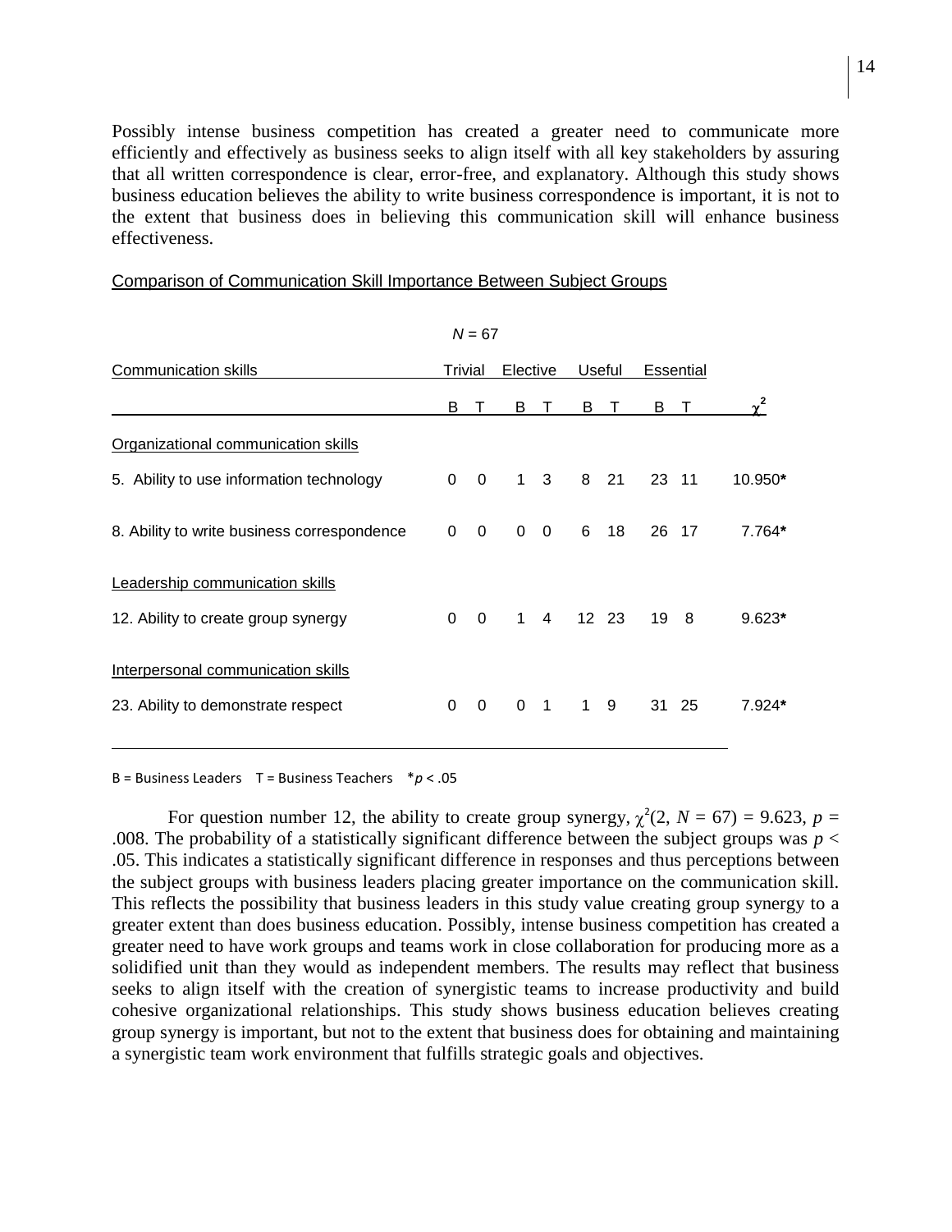Possibly intense business competition has created a greater need to communicate more efficiently and effectively as business seeks to align itself with all key stakeholders by assuring that all written correspondence is clear, error-free, and explanatory. Although this study shows business education believes the ability to write business correspondence is important, it is not to the extent that business does in believing this communication skill will enhance business effectiveness.

Comparison of Communication Skill Importance Between Subject Groups

*N* = 67

| Communication skills | Trivial | | Elective | | Useful | | Essential | | |
|---|---|---|---|---|---|---|---|---|---|
| | B | T | B | T | B | T | B | T | $\chi^2$ |
| Organizational communication skills | | | | | | | | | |
| 5. Ability to use information technology | 0 | 0 | 1 | 3 | 8 | 21 | 23 | 11 | 10.950* |
| 8. Ability to write business correspondence | 0 | 0 | 0 | 0 | 6 | 18 | 26 | 17 | 7.764* |
| Leadership communication skills | | | | | | | | | |
| 12. Ability to create group synergy | 0 | 0 | 1 | 4 | 12 | 23 | 19 | 8 | 9.623* |
| Interpersonal communication skills | | | | | | | | | |
| 23. Ability to demonstrate respect | 0 | 0 | 0 | 1 | 1 | 9 | 31 | 25 | 7.924* |

B = Business Leaders  T = Business Teachers  *$p < .05$

For question number 12, the ability to create group synergy, $\chi^2(2, N = 67) = 9.623$, $p = .008$. The probability of a statistically significant difference between the subject groups was $p < .05$. This indicates a statistically significant difference in responses and thus perceptions between the subject groups with business leaders placing greater importance on the communication skill. This reflects the possibility that business leaders in this study value creating group synergy to a greater extent than does business education. Possibly, intense business competition has created a greater need to have work groups and teams work in close collaboration for producing more as a solidified unit than they would as independent members. The results may reflect that business seeks to align itself with the creation of synergistic teams to increase productivity and build cohesive organizational relationships. This study shows business education believes creating group synergy is important, but not to the extent that business does for obtaining and maintaining a synergistic team work environment that fulfills strategic goals and objectives.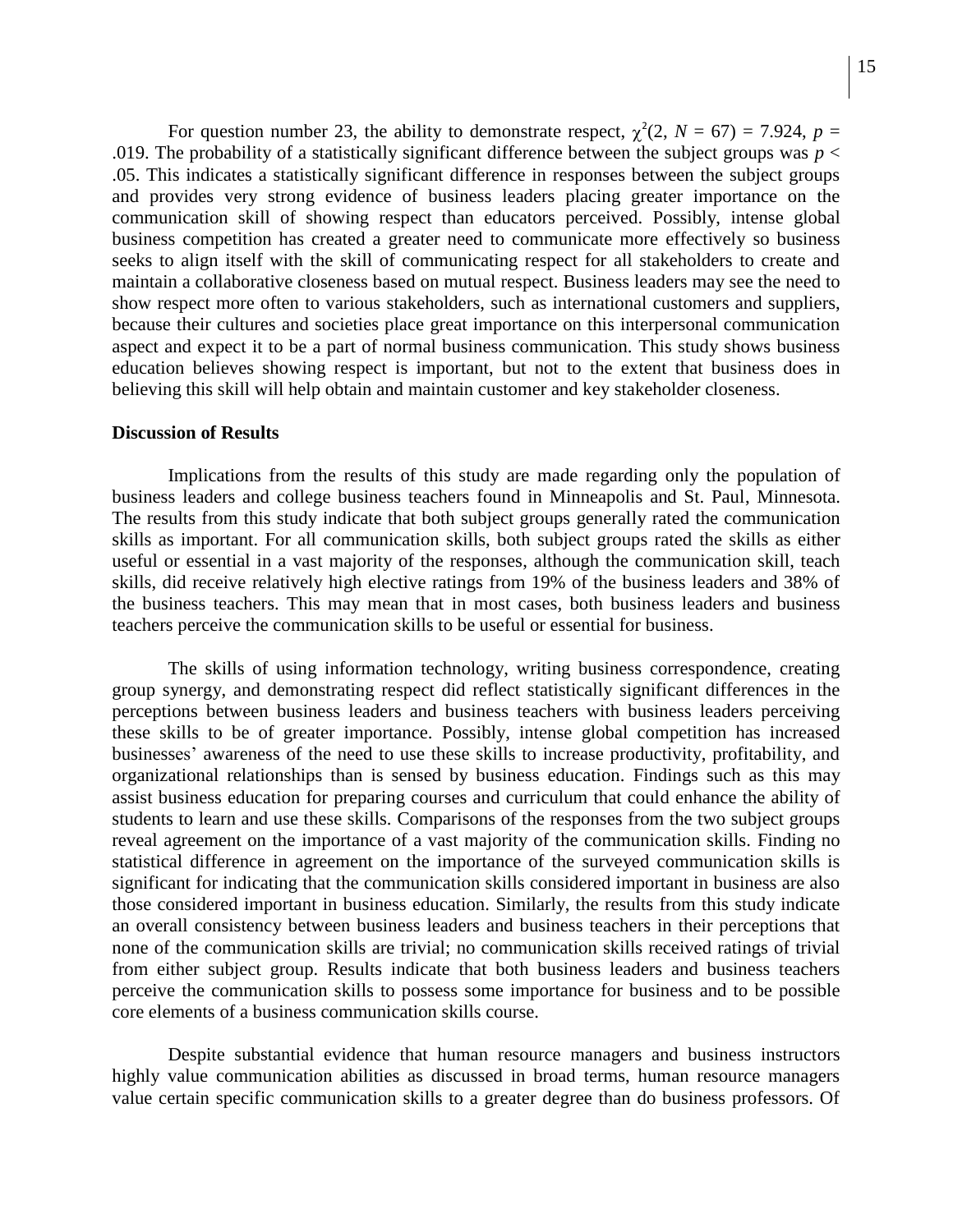For question number 23, the ability to demonstrate respect, $\chi^2(2, N = 67) = 7.924$, $p = .019$. The probability of a statistically significant difference between the subject groups was $p < .05$. This indicates a statistically significant difference in responses between the subject groups and provides very strong evidence of business leaders placing greater importance on the communication skill of showing respect than educators perceived. Possibly, intense global business competition has created a greater need to communicate more effectively so business seeks to align itself with the skill of communicating respect for all stakeholders to create and maintain a collaborative closeness based on mutual respect. Business leaders may see the need to show respect more often to various stakeholders, such as international customers and suppliers, because their cultures and societies place great importance on this interpersonal communication aspect and expect it to be a part of normal business communication. This study shows business education believes showing respect is important, but not to the extent that business does in believing this skill will help obtain and maintain customer and key stakeholder closeness.

**Discussion of Results**

Implications from the results of this study are made regarding only the population of business leaders and college business teachers found in Minneapolis and St. Paul, Minnesota. The results from this study indicate that both subject groups generally rated the communication skills as important. For all communication skills, both subject groups rated the skills as either useful or essential in a vast majority of the responses, although the communication skill, teach skills, did receive relatively high elective ratings from 19% of the business leaders and 38% of the business teachers. This may mean that in most cases, both business leaders and business teachers perceive the communication skills to be useful or essential for business.

The skills of using information technology, writing business correspondence, creating group synergy, and demonstrating respect did reflect statistically significant differences in the perceptions between business leaders and business teachers with business leaders perceiving these skills to be of greater importance. Possibly, intense global competition has increased businesses' awareness of the need to use these skills to increase productivity, profitability, and organizational relationships than is sensed by business education. Findings such as this may assist business education for preparing courses and curriculum that could enhance the ability of students to learn and use these skills. Comparisons of the responses from the two subject groups reveal agreement on the importance of a vast majority of the communication skills. Finding no statistical difference in agreement on the importance of the surveyed communication skills is significant for indicating that the communication skills considered important in business are also those considered important in business education. Similarly, the results from this study indicate an overall consistency between business leaders and business teachers in their perceptions that none of the communication skills are trivial; no communication skills received ratings of trivial from either subject group. Results indicate that both business leaders and business teachers perceive the communication skills to possess some importance for business and to be possible core elements of a business communication skills course.

Despite substantial evidence that human resource managers and business instructors highly value communication abilities as discussed in broad terms, human resource managers value certain specific communication skills to a greater degree than do business professors. Of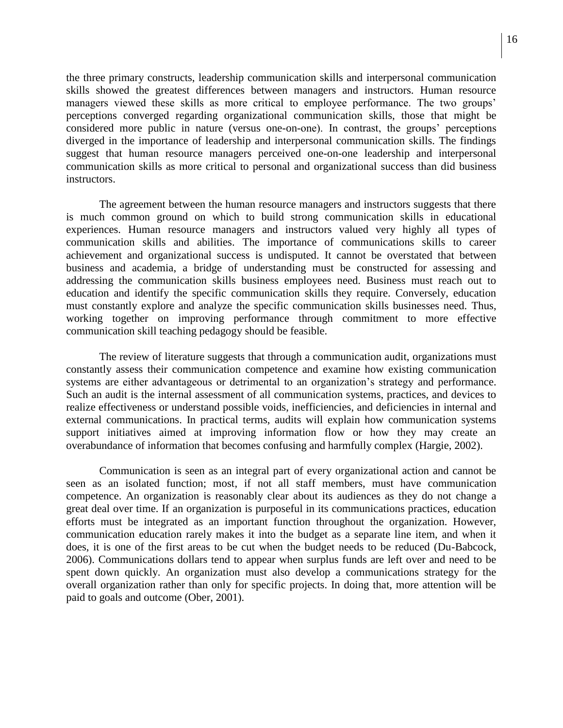the three primary constructs, leadership communication skills and interpersonal communication skills showed the greatest differences between managers and instructors. Human resource managers viewed these skills as more critical to employee performance. The two groups' perceptions converged regarding organizational communication skills, those that might be considered more public in nature (versus one-on-one). In contrast, the groups' perceptions diverged in the importance of leadership and interpersonal communication skills. The findings suggest that human resource managers perceived one-on-one leadership and interpersonal communication skills as more critical to personal and organizational success than did business instructors.

The agreement between the human resource managers and instructors suggests that there is much common ground on which to build strong communication skills in educational experiences. Human resource managers and instructors valued very highly all types of communication skills and abilities. The importance of communications skills to career achievement and organizational success is undisputed. It cannot be overstated that between business and academia, a bridge of understanding must be constructed for assessing and addressing the communication skills business employees need. Business must reach out to education and identify the specific communication skills they require. Conversely, education must constantly explore and analyze the specific communication skills businesses need. Thus, working together on improving performance through commitment to more effective communication skill teaching pedagogy should be feasible.

The review of literature suggests that through a communication audit, organizations must constantly assess their communication competence and examine how existing communication systems are either advantageous or detrimental to an organization's strategy and performance. Such an audit is the internal assessment of all communication systems, practices, and devices to realize effectiveness or understand possible voids, inefficiencies, and deficiencies in internal and external communications. In practical terms, audits will explain how communication systems support initiatives aimed at improving information flow or how they may create an overabundance of information that becomes confusing and harmfully complex (Hargie, 2002).

Communication is seen as an integral part of every organizational action and cannot be seen as an isolated function; most, if not all staff members, must have communication competence. An organization is reasonably clear about its audiences as they do not change a great deal over time. If an organization is purposeful in its communications practices, education efforts must be integrated as an important function throughout the organization. However, communication education rarely makes it into the budget as a separate line item, and when it does, it is one of the first areas to be cut when the budget needs to be reduced (Du-Babcock, 2006). Communications dollars tend to appear when surplus funds are left over and need to be spent down quickly. An organization must also develop a communications strategy for the overall organization rather than only for specific projects. In doing that, more attention will be paid to goals and outcome (Ober, 2001).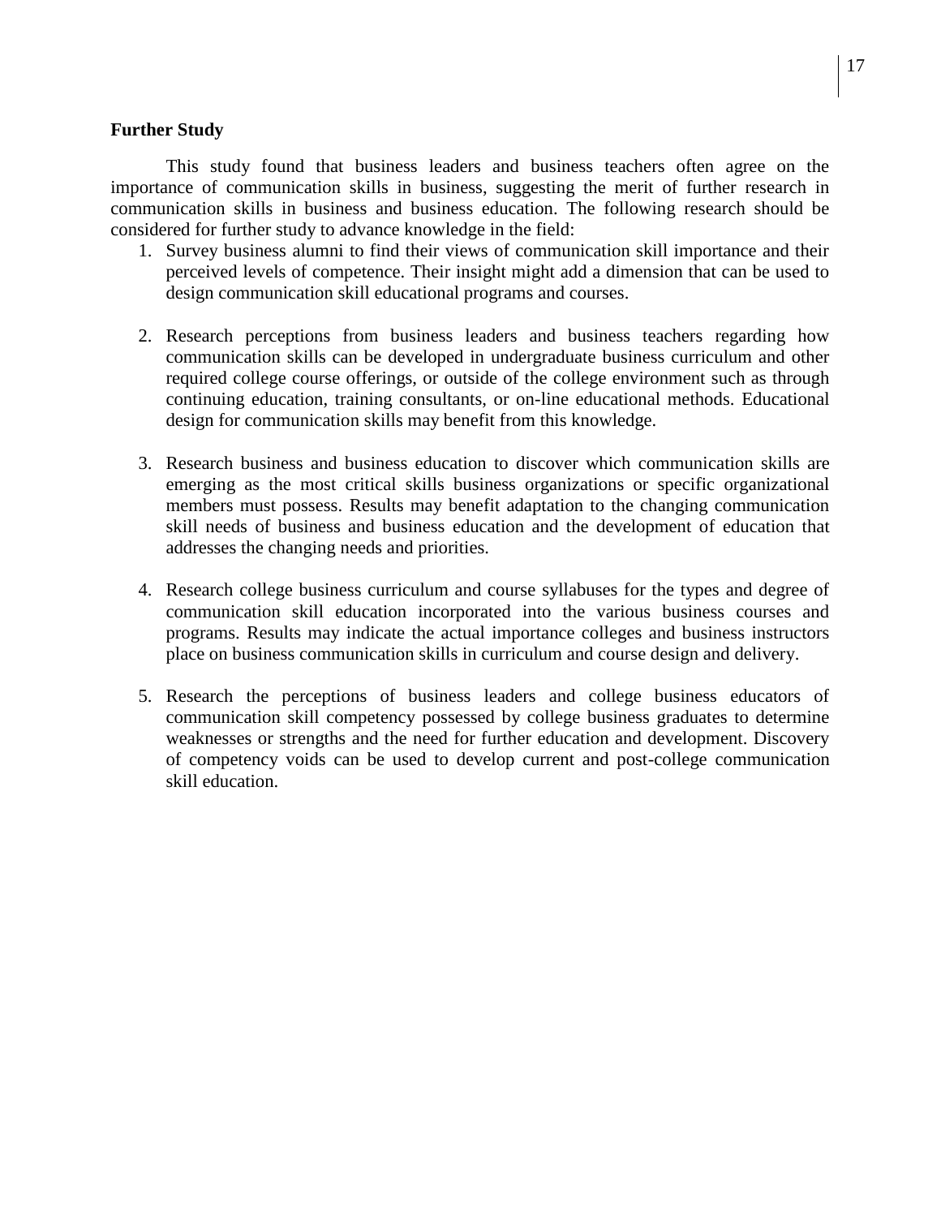**Further Study**

This study found that business leaders and business teachers often agree on the importance of communication skills in business, suggesting the merit of further research in communication skills in business and business education. The following research should be considered for further study to advance knowledge in the field:

1. Survey business alumni to find their views of communication skill importance and their perceived levels of competence. Their insight might add a dimension that can be used to design communication skill educational programs and courses.

2. Research perceptions from business leaders and business teachers regarding how communication skills can be developed in undergraduate business curriculum and other required college course offerings, or outside of the college environment such as through continuing education, training consultants, or on-line educational methods. Educational design for communication skills may benefit from this knowledge.

3. Research business and business education to discover which communication skills are emerging as the most critical skills business organizations or specific organizational members must possess. Results may benefit adaptation to the changing communication skill needs of business and business education and the development of education that addresses the changing needs and priorities.

4. Research college business curriculum and course syllabuses for the types and degree of communication skill education incorporated into the various business courses and programs. Results may indicate the actual importance colleges and business instructors place on business communication skills in curriculum and course design and delivery.

5. Research the perceptions of business leaders and college business educators of communication skill competency possessed by college business graduates to determine weaknesses or strengths and the need for further education and development. Discovery of competency voids can be used to develop current and post-college communication skill education.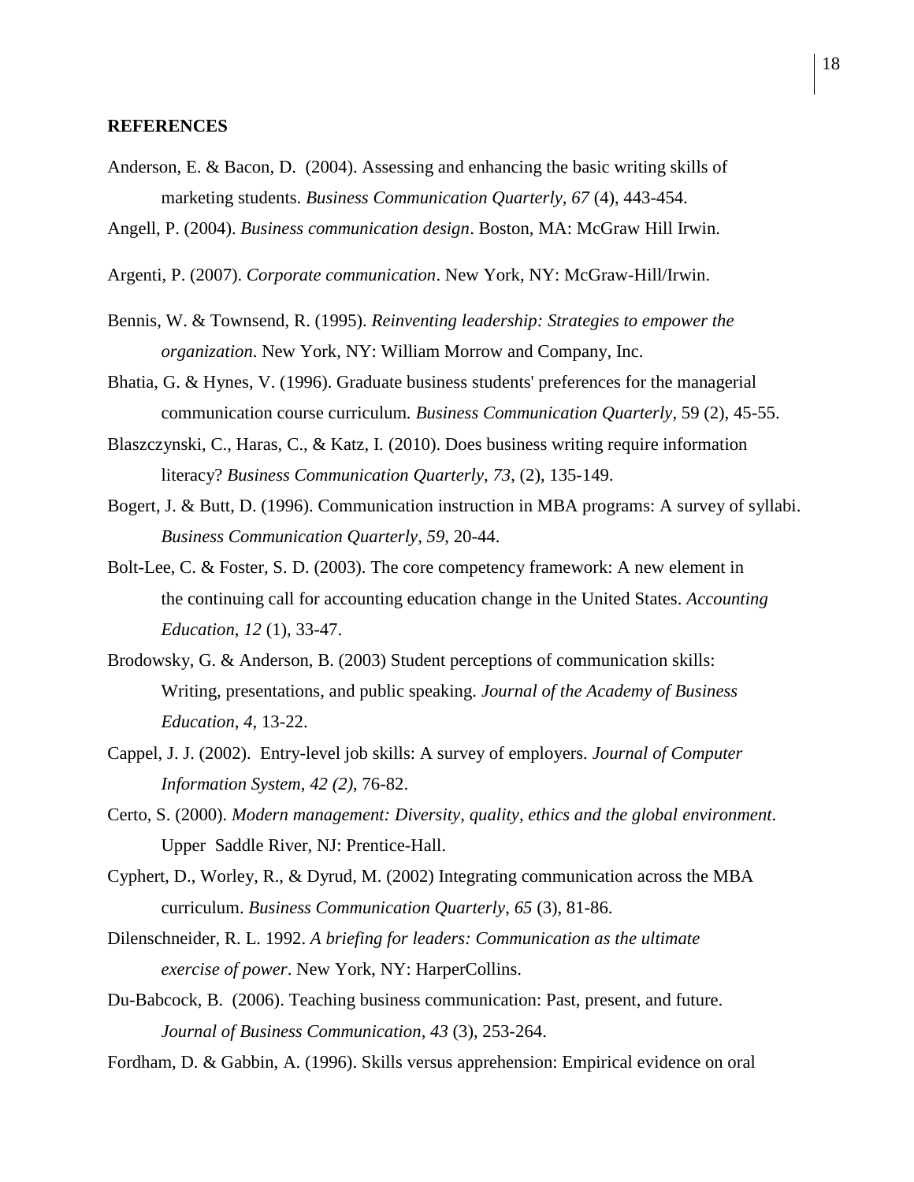**REFERENCES**

Anderson, E. & Bacon, D. (2004). Assessing and enhancing the basic writing skills of marketing students. *Business Communication Quarterly, 67* (4), 443-454.

Angell, P. (2004). *Business communication design*. Boston, MA: McGraw Hill Irwin.

Argenti, P. (2007). *Corporate communication*. New York, NY: McGraw-Hill/Irwin.

Bennis, W. & Townsend, R. (1995). *Reinventing leadership: Strategies to empower the organization*. New York, NY: William Morrow and Company, Inc.

Bhatia, G. & Hynes, V. (1996). Graduate business students' preferences for the managerial communication course curriculum*. Business Communication Quarterly*, 59 (2), 45-55.

Blaszczynski, C., Haras, C., & Katz, I. (2010). Does business writing require information literacy? *Business Communication Quarterly*, *73*, (2), 135-149.

Bogert, J. & Butt, D. (1996). Communication instruction in MBA programs: A survey of syllabi. *Business Communication Quarterly*, *59*, 20-44.

Bolt-Lee, C. & Foster, S. D. (2003). The core competency framework: A new element in the continuing call for accounting education change in the United States. *Accounting Education*, *12* (1), 33-47.

Brodowsky, G. & Anderson, B. (2003) Student perceptions of communication skills: Writing, presentations, and public speaking. *Journal of the Academy of Business Education*, *4*, 13-22.

Cappel, J. J. (2002). Entry-level job skills: A survey of employers. *Journal of Computer Information System*, *42 (2)*, 76-82.

Certo, S. (2000). *Modern management: Diversity, quality, ethics and the global environment*. Upper Saddle River, NJ: Prentice-Hall.

Cyphert, D., Worley, R., & Dyrud, M. (2002) Integrating communication across the MBA curriculum. *Business Communication Quarterly*, *65* (3), 81-86.

Dilenschneider, R. L. 1992. *A briefing for leaders: Communication as the ultimate exercise of power*. New York, NY: HarperCollins.

Du-Babcock, B. (2006). Teaching business communication: Past, present, and future. *Journal of Business Communication*, *43* (3), 253-264.

Fordham, D. & Gabbin, A. (1996). Skills versus apprehension: Empirical evidence on oral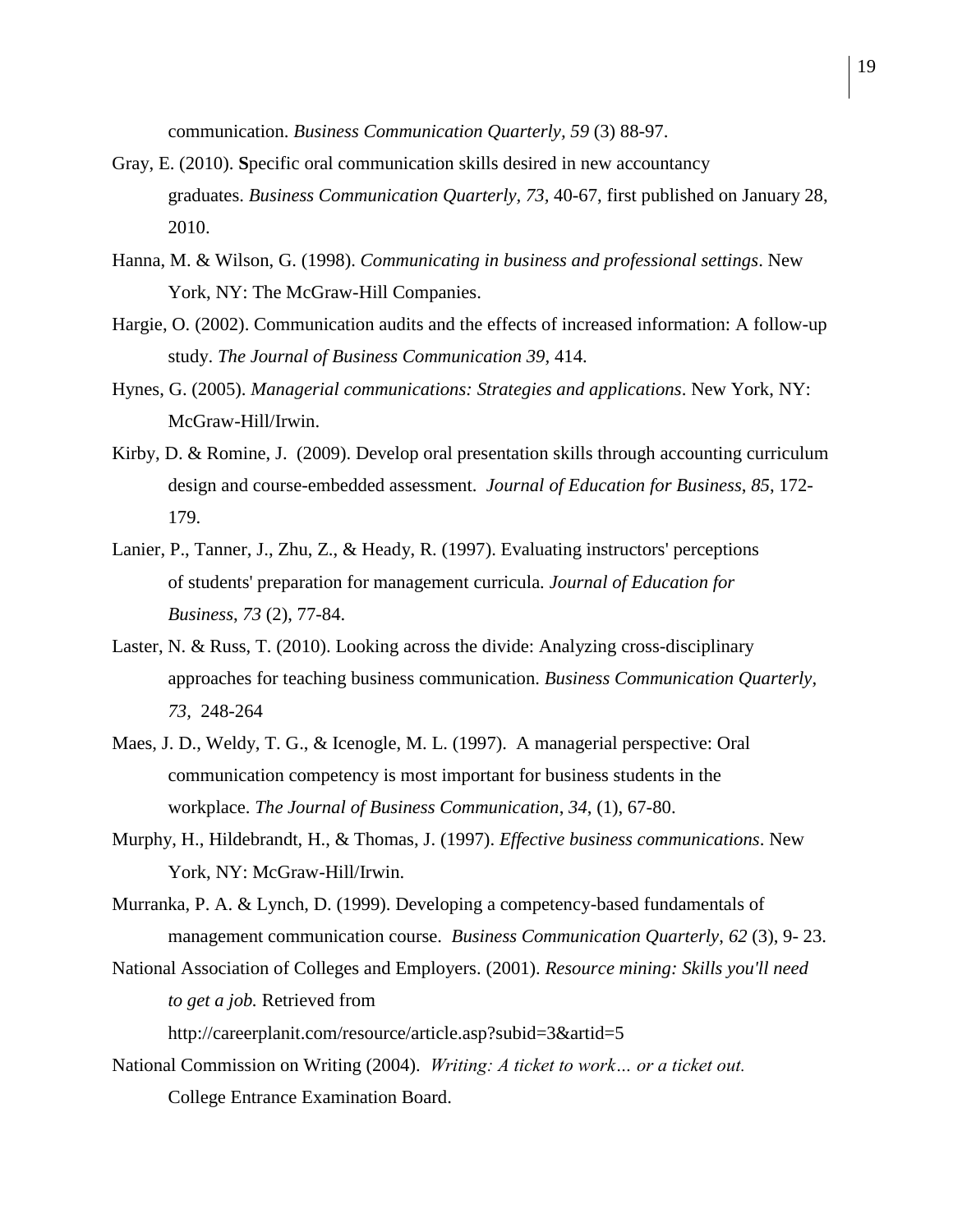communication. *Business Communication Quarterly, 59* (3) 88-97.

Gray, E. (2010). **S**pecific oral communication skills desired in new accountancy graduates. *Business Communication Quarterly, 73*, 40-67, first published on January 28, 2010.

Hanna, M. & Wilson, G. (1998). *Communicating in business and professional settings*. New York, NY: The McGraw-Hill Companies.

Hargie, O. (2002). Communication audits and the effects of increased information: A follow-up study. *The Journal of Business Communication 39*, 414.

Hynes, G. (2005). *Managerial communications: Strategies and applications*. New York, NY: McGraw-Hill/Irwin.

Kirby, D. & Romine, J. (2009). Develop oral presentation skills through accounting curriculum design and course-embedded assessment. *Journal of Education for Business*, *85*, 172-179.

Lanier, P., Tanner, J., Zhu, Z., & Heady, R. (1997). Evaluating instructors' perceptions of students' preparation for management curricula. *Journal of Education for Business*, *73* (2), 77-84.

Laster, N. & Russ, T. (2010). Looking across the divide: Analyzing cross-disciplinary approaches for teaching business communication. *Business Communication Quarterly, 73*, 248-264

Maes, J. D., Weldy, T. G., & Icenogle, M. L. (1997). A managerial perspective: Oral communication competency is most important for business students in the workplace. *The Journal of Business Communication*, *34*, (1), 67-80.

Murphy, H., Hildebrandt, H., & Thomas, J. (1997). *Effective business communications*. New York, NY: McGraw-Hill/Irwin.

Murranka, P. A. & Lynch, D. (1999). Developing a competency-based fundamentals of management communication course. *Business Communication Quarterly*, *62* (3), 9- 23.

National Association of Colleges and Employers. (2001). *Resource mining: Skills you'll need to get a job.* Retrieved from http://careerplanit.com/resource/article.asp?subid=3&artid=5

National Commission on Writing (2004). *Writing: A ticket to work… or a ticket out.* College Entrance Examination Board.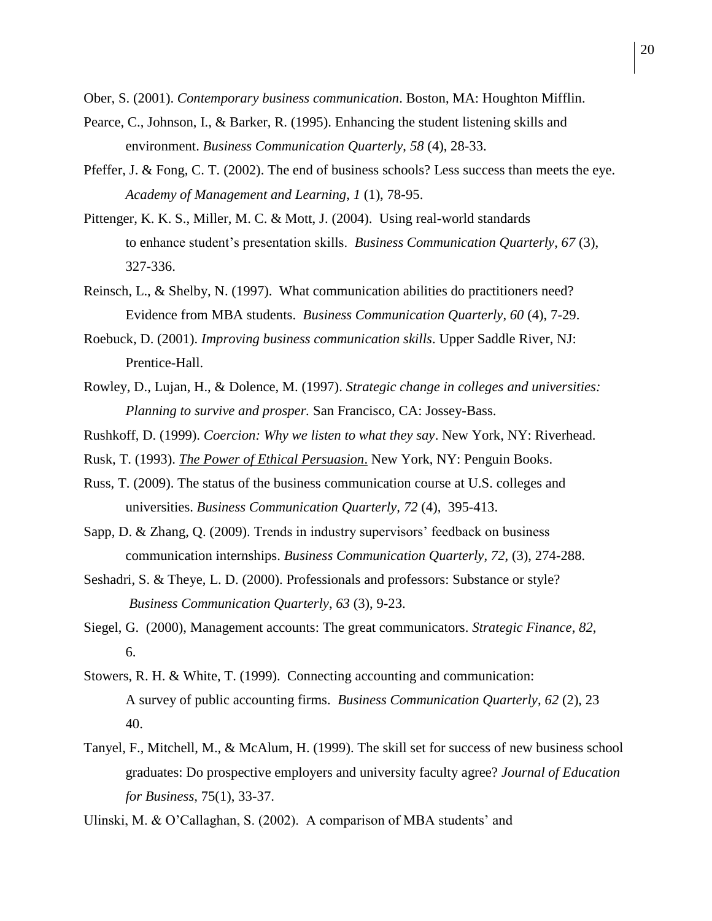Ober, S. (2001). *Contemporary business communication*. Boston, MA: Houghton Mifflin.

Pearce, C., Johnson, I., & Barker, R. (1995). Enhancing the student listening skills and environment. *Business Communication Quarterly*, *58* (4), 28-33.

Pfeffer, J. & Fong, C. T. (2002). The end of business schools? Less success than meets the eye. *Academy of Management and Learning*, *1* (1), 78-95.

Pittenger, K. K. S., Miller, M. C. & Mott, J. (2004). Using real-world standards to enhance student's presentation skills. *Business Communication Quarterly*, *67* (3), 327-336.

Reinsch, L., & Shelby, N. (1997). What communication abilities do practitioners need? Evidence from MBA students. *Business Communication Quarterly*, *60* (4), 7-29.

Roebuck, D. (2001). *Improving business communication skills*. Upper Saddle River, NJ: Prentice-Hall.

Rowley, D., Lujan, H., & Dolence, M. (1997). *Strategic change in colleges and universities: Planning to survive and prosper.* San Francisco, CA: Jossey-Bass.

Rushkoff, D. (1999). *Coercion: Why we listen to what they say*. New York, NY: Riverhead.

Rusk, T. (1993). *The Power of Ethical Persuasion*. New York, NY: Penguin Books.

Russ, T. (2009). The status of the business communication course at U.S. colleges and universities. *Business Communication Quarterly, 72* (4), 395-413.

Sapp, D. & Zhang, Q. (2009). Trends in industry supervisors' feedback on business communication internships. *Business Communication Quarterly*, *72*, (3), 274-288.

Seshadri, S. & Theye, L. D. (2000). Professionals and professors: Substance or style? *Business Communication Quarterly*, *63* (3), 9-23.

Siegel, G. (2000), Management accounts: The great communicators. *Strategic Finance*, *82*, 6.

Stowers, R. H. & White, T. (1999). Connecting accounting and communication: A survey of public accounting firms. *Business Communication Quarterly*, *62* (2), 23 40.

Tanyel, F., Mitchell, M., & McAlum, H. (1999). The skill set for success of new business school graduates: Do prospective employers and university faculty agree? *Journal of Education for Business*, 75(1), 33-37.

Ulinski, M. & O'Callaghan, S. (2002). A comparison of MBA students' and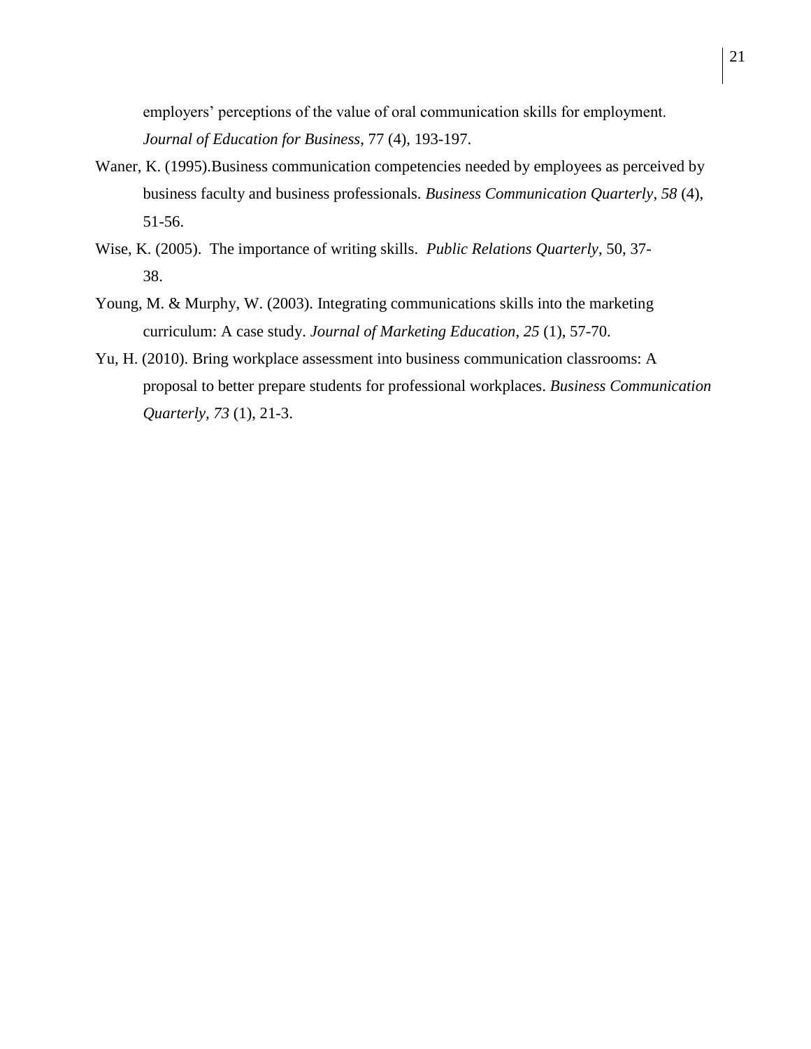employers' perceptions of the value of oral communication skills for employment. *Journal of Education for Business*, 77 (4), 193-197.

Waner, K. (1995).Business communication competencies needed by employees as perceived by business faculty and business professionals. *Business Communication Quarterly*, *58* (4), 51-56.

Wise, K. (2005). The importance of writing skills. *Public Relations Quarterly*, 50, 37-38.

Young, M. & Murphy, W. (2003). Integrating communications skills into the marketing curriculum: A case study. *Journal of Marketing Education*, *25* (1), 57-70.

Yu, H. (2010). Bring workplace assessment into business communication classrooms: A proposal to better prepare students for professional workplaces. *Business Communication Quarterly, 73* (1), 21-3.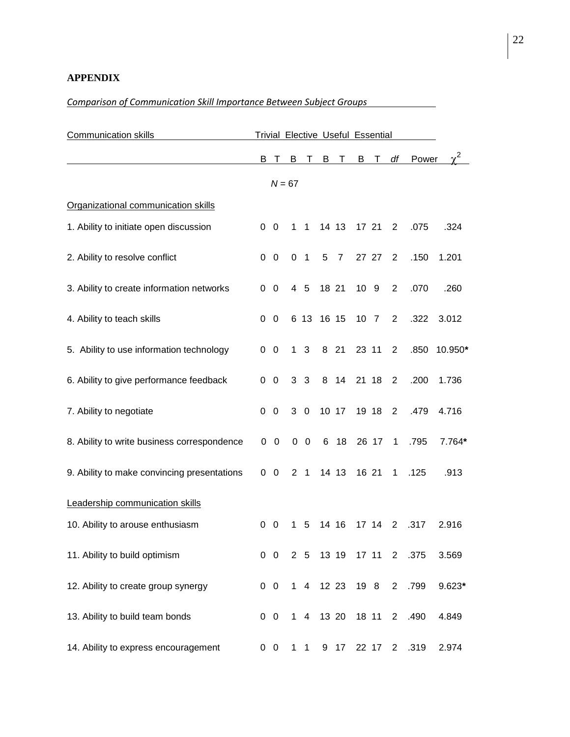# APPENDIX

*Comparison of Communication Skill Importance Between Subject Groups*

| Communication skills | Trivial | | Elective | | Useful | | Essential | | | | |
|---|---|---|---|---|---|---|---|---|---|---|---|
| | B | T | B | T | B | T | B | T | *df* | Power | $\chi^2$ |
| | | | *N* = 67 | | | | | | | | |
| Organizational communication skills | | | | | | | | | | | |
| 1. Ability to initiate open discussion | 0 | 0 | 1 | 1 | 14 | 13 | 17 | 21 | 2 | .075 | .324 |
| 2. Ability to resolve conflict | 0 | 0 | 0 | 1 | 5 | 7 | 27 | 27 | 2 | .150 | 1.201 |
| 3. Ability to create information networks | 0 | 0 | 4 | 5 | 18 | 21 | 10 | 9 | 2 | .070 | .260 |
| 4. Ability to teach skills | 0 | 0 | 6 | 13 | 16 | 15 | 10 | 7 | 2 | .322 | 3.012 |
| 5. Ability to use information technology | 0 | 0 | 1 | 3 | 8 | 21 | 23 | 11 | 2 | .850 | 10.950**\*** |
| 6. Ability to give performance feedback | 0 | 0 | 3 | 3 | 8 | 14 | 21 | 18 | 2 | .200 | 1.736 |
| 7. Ability to negotiate | 0 | 0 | 3 | 0 | 10 | 17 | 19 | 18 | 2 | .479 | 4.716 |
| 8. Ability to write business correspondence | 0 | 0 | 0 | 0 | 6 | 18 | 26 | 17 | 1 | .795 | 7.764**\*** |
| 9. Ability to make convincing presentations | 0 | 0 | 2 | 1 | 14 | 13 | 16 | 21 | 1 | .125 | .913 |
| Leadership communication skills | | | | | | | | | | | |
| 10. Ability to arouse enthusiasm | 0 | 0 | 1 | 5 | 14 | 16 | 17 | 14 | 2 | .317 | 2.916 |
| 11. Ability to build optimism | 0 | 0 | 2 | 5 | 13 | 19 | 17 | 11 | 2 | .375 | 3.569 |
| 12. Ability to create group synergy | 0 | 0 | 1 | 4 | 12 | 23 | 19 | 8 | 2 | .799 | 9.623**\*** |
| 13. Ability to build team bonds | 0 | 0 | 1 | 4 | 13 | 20 | 18 | 11 | 2 | .490 | 4.849 |
| 14. Ability to express encouragement | 0 | 0 | 1 | 1 | 9 | 17 | 22 | 17 | 2 | .319 | 2.974 |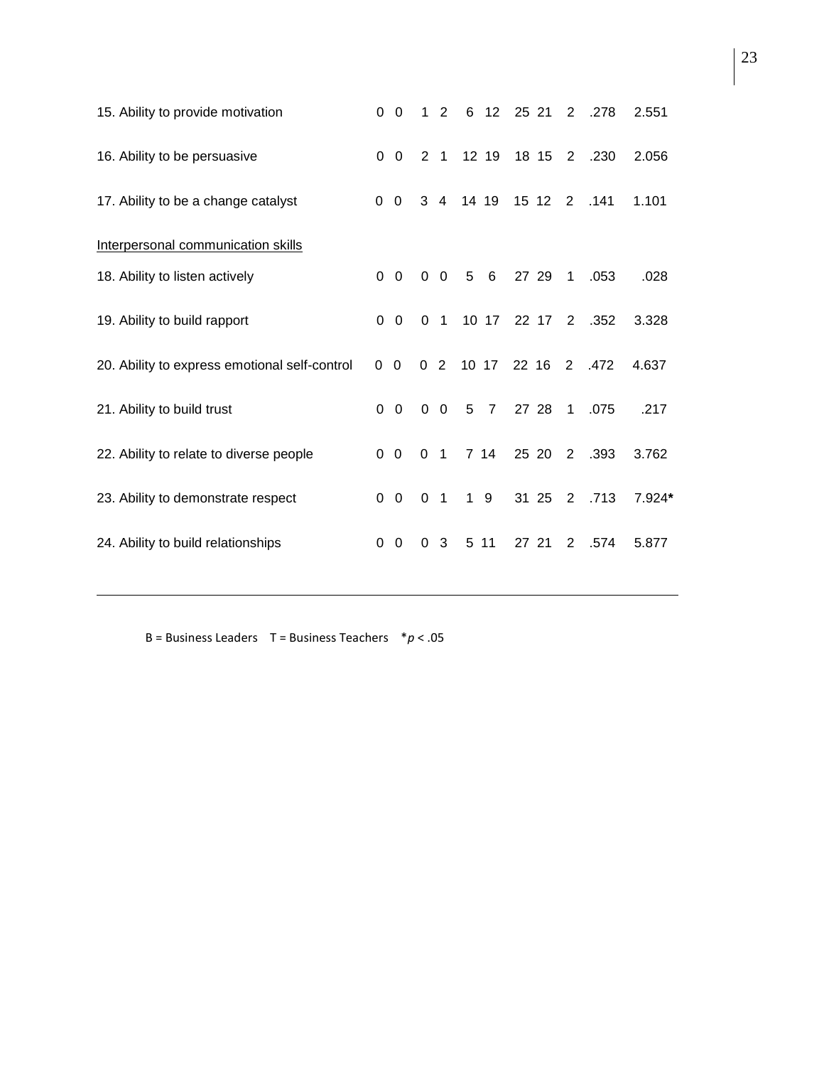| | | | | | | | | | | | |
|---|---|---|---|---|---|---|---|---|---|---|---|
| 15. Ability to provide motivation | 0 | 0 | 1 | 2 | 6 | 12 | 25 | 21 | 2 | .278 | 2.551 |
| 16. Ability to be persuasive | 0 | 0 | 2 | 1 | 12 | 19 | 18 | 15 | 2 | .230 | 2.056 |
| 17. Ability to be a change catalyst | 0 | 0 | 3 | 4 | 14 | 19 | 15 | 12 | 2 | .141 | 1.101 |
| <u>Interpersonal communication skills</u> | | | | | | | | | | | |
| 18. Ability to listen actively | 0 | 0 | 0 | 0 | 5 | 6 | 27 | 29 | 1 | .053 | .028 |
| 19. Ability to build rapport | 0 | 0 | 0 | 1 | 10 | 17 | 22 | 17 | 2 | .352 | 3.328 |
| 20. Ability to express emotional self-control | 0 | 0 | 0 | 2 | 10 | 17 | 22 | 16 | 2 | .472 | 4.637 |
| 21. Ability to build trust | 0 | 0 | 0 | 0 | 5 | 7 | 27 | 28 | 1 | .075 | .217 |
| 22. Ability to relate to diverse people | 0 | 0 | 0 | 1 | 7 | 14 | 25 | 20 | 2 | .393 | 3.762 |
| 23. Ability to demonstrate respect | 0 | 0 | 0 | 1 | 1 | 9 | 31 | 25 | 2 | .713 | 7.924* |
| 24. Ability to build relationships | 0 | 0 | 0 | 3 | 5 | 11 | 27 | 21 | 2 | .574 | 5.877 |

B = Business Leaders  T = Business Teachers  *$p < .05$